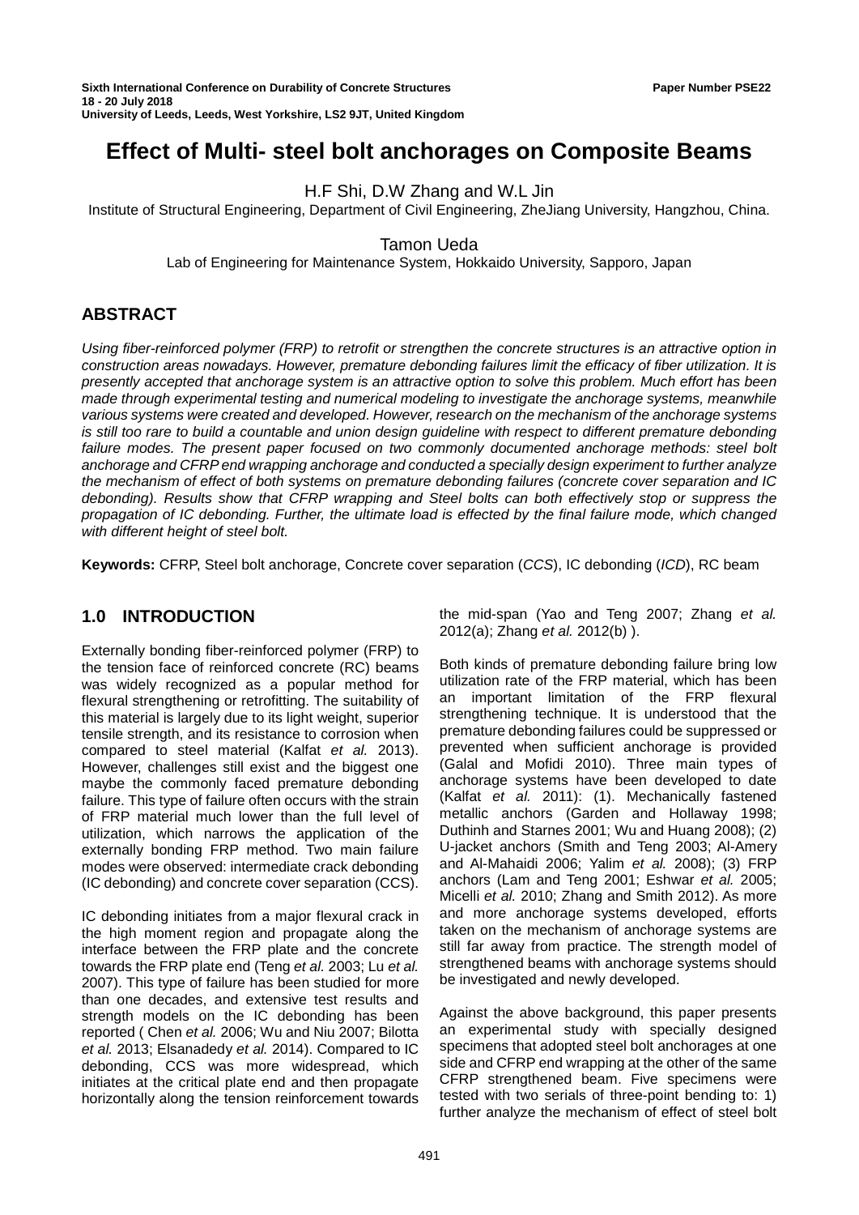# Effect of Multi- steel bolt anchorages on Composite Beams

H.F Shi, D.W Zhang and W.L Jin

Institute of Structural Engineering, Department of Civil Engineering, ZheJiang University, Hangzhou, China.

Tamon Ueda

Lab of Engineering for Maintenance System, Hokkaido University, Sapporo, Japan

## ABSTRACT

*Using fiber-reinforced polymer (FRP) to retrofit or strengthen the concrete structures is an attractive option in construction areas nowadays. However, premature debonding failures limit the efficacy of fiber utilization. It is presently accepted that anchorage system is an attractive option to solve this problem. Much effort has been made through experimental testing and numerical modeling to investigate the anchorage systems, meanwhile various systems were created and developed. However, research on the mechanism of the anchorage systems is still too rare to build a countable and union design guideline with respect to different premature debonding failure modes. The present paper focused on two commonly documented anchorage methods: steel bolt anchorage and CFRP end wrapping anchorage and conducted a specially design experiment to further analyze the mechanism of effect of both systems on premature debonding failures (concrete cover separation and IC debonding). Results show that CFRP wrapping and Steel bolts can both effectively stop or suppress the propagation of IC debonding. Further, the ultimate load is effected by the final failure mode, which changed with different height of steel bolt.*

**Keywords:** CFRP, Steel bolt anchorage, Concrete cover separation (*CCS*), IC debonding (*ICD*), RC beam

## 1.0 INTRODUCTION

Externally bonding fiber-reinforced polymer (FRP) to the tension face of reinforced concrete (RC) beams was widely recognized as a popular method for flexural strengthening or retrofitting. The suitability of this material is largely due to its light weight, superior tensile strength, and its resistance to corrosion when compared to steel material (Kalfat *et al.* 2013). However, challenges still exist and the biggest one maybe the commonly faced premature debonding failure. This type of failure often occurs with the strain of FRP material much lower than the full level of utilization, which narrows the application of the externally bonding FRP method. Two main failure modes were observed: intermediate crack debonding (IC debonding) and concrete cover separation (CCS).

IC debonding initiates from a major flexural crack in the high moment region and propagate along the interface between the FRP plate and the concrete towards the FRP plate end (Teng *et al.* 2003; Lu *et al.* 2007). This type of failure has been studied for more than one decades, and extensive test results and strength models on the IC debonding has been reported ( Chen *et al.* 2006; Wu and Niu 2007; Bilotta *et al.* 2013; Elsanadedy *et al.* 2014). Compared to IC debonding, CCS was more widespread, which initiates at the critical plate end and then propagate horizontally along the tension reinforcement towards the mid-span (Yao and Teng 2007; Zhang *et al.* 2012(a); Zhang *et al.* 2012(b) ).

Both kinds of premature debonding failure bring low utilization rate of the FRP material, which has been an important limitation of the FRP flexural strengthening technique. It is understood that the premature debonding failures could be suppressed or prevented when sufficient anchorage is provided (Galal and Mofidi 2010). Three main types of anchorage systems have been developed to date (Kalfat *et al.* 2011): (1). Mechanically fastened metallic anchors (Garden and Hollaway 1998; Duthinh and Starnes 2001; Wu and Huang 2008); (2) U-jacket anchors (Smith and Teng 2003; Al-Amery and Al-Mahaidi 2006; Yalim *et al.* 2008); (3) FRP anchors (Lam and Teng 2001; Eshwar *et al.* 2005; Micelli *et al.* 2010; Zhang and Smith 2012). As more and more anchorage systems developed, efforts taken on the mechanism of anchorage systems are still far away from practice. The strength model of strengthened beams with anchorage systems should be investigated and newly developed.

Against the above background, this paper presents an experimental study with specially designed specimens that adopted steel bolt anchorages at one side and CFRP end wrapping at the other of the same CFRP strengthened beam. Five specimens were tested with two serials of three-point bending to: 1) further analyze the mechanism of effect of steel bolt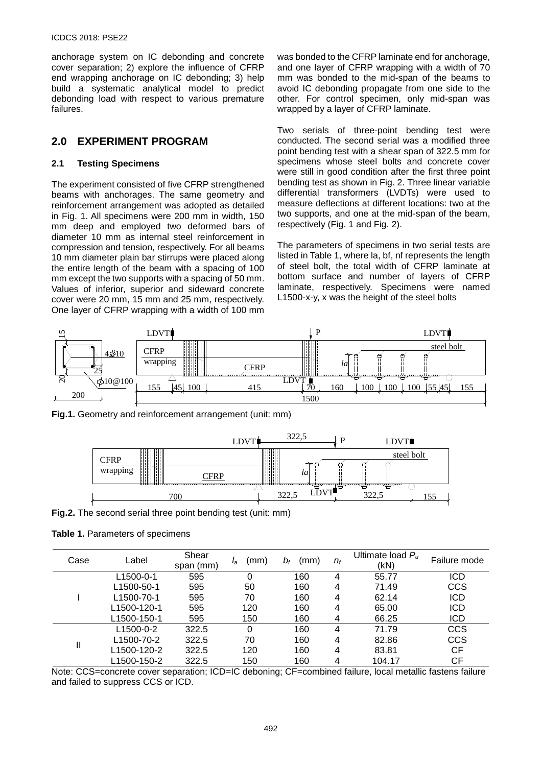anchorage system on IC debonding and concrete cover separation; 2) explore the influence of CFRP end wrapping anchorage on IC debonding; 3) help build a systematic analytical model to predict debonding load with respect to various premature failures.

## 2.0 EXPERIMENT PROGRAM

### 2.1 Testing Specimens

The experiment consisted of five CFRP strengthened beams with anchorages. The same geometry and reinforcement arrangement was adopted as detailed in Fig. 1. All specimens were 200 mm in width, 150 mm deep and employed two deformed bars of diameter 10 mm as internal steel reinforcement in compression and tension, respectively. For all beams 10 mm diameter plain bar stirrups were placed along the entire length of the beam with a spacing of 100 mm except the two supports with a spacing of 50 mm. Values of inferior, superior and sideward concrete cover were 20 mm, 15 mm and 25 mm, respectively. One layer of CFRP wrapping with a width of 100 mm was bonded to the CFRP laminate end for anchorage, and one layer of CFRP wrapping with a width of 70 mm was bonded to the mid-span of the beams to avoid IC debonding propagate from one side to the other. For control specimen, only mid-span was wrapped by a layer of CFRP laminate.

Two serials of three-point bending test were conducted. The second serial was a modified three point bending test with a shear span of 322.5 mm for specimens whose steel bolts and concrete cover were still in good condition after the first three point bending test as shown in Fig. 2. Three linear variable differential transformers (LVDTs) were used to measure deflections at different locations: two at the two supports, and one at the mid-span of the beam, respectively (Fig. 1 and Fig. 2).

The parameters of specimens in two serial tests are listed in Table 1, where la, bf, nf represents the length of steel bolt, the total width of CFRP laminate at bottom surface and number of layers of CFRP laminate, respectively. Specimens were named L1500-x-y, x was the height of the steel bolts

**Fig.1.** Geometry and reinforcement arrangement (unit: mm)

**Fig.2.** The second serial three point bending test (unit: mm)

**Table 1.** Parameters of specimens

| Case | Label | Shear span (mm) | $l_a$ (mm) | $b_f$ (mm) | $n_f$ | Ultimate load $P_u$ (kN) | Failure mode |
|---|---|---|---|---|---|---|---|
| I | L1500-0-1 | 595 | 0 | 160 | 4 | 55.77 | ICD |
| | L1500-50-1 | 595 | 50 | 160 | 4 | 71.49 | CCS |
| | L1500-70-1 | 595 | 70 | 160 | 4 | 62.14 | ICD |
| | L1500-120-1 | 595 | 120 | 160 | 4 | 65.00 | ICD |
| | L1500-150-1 | 595 | 150 | 160 | 4 | 66.25 | ICD |
| II | L1500-0-2 | 322.5 | 0 | 160 | 4 | 71.79 | CCS |
| | L1500-70-2 | 322.5 | 70 | 160 | 4 | 82.86 | CCS |
| | L1500-120-2 | 322.5 | 120 | 160 | 4 | 83.81 | CF |
| | L1500-150-2 | 322.5 | 150 | 160 | 4 | 104.17 | CF |

Note: CCS=concrete cover separation; ICD=IC deboning; CF=combined failure, local metallic fastens failure and failed to suppress CCS or ICD.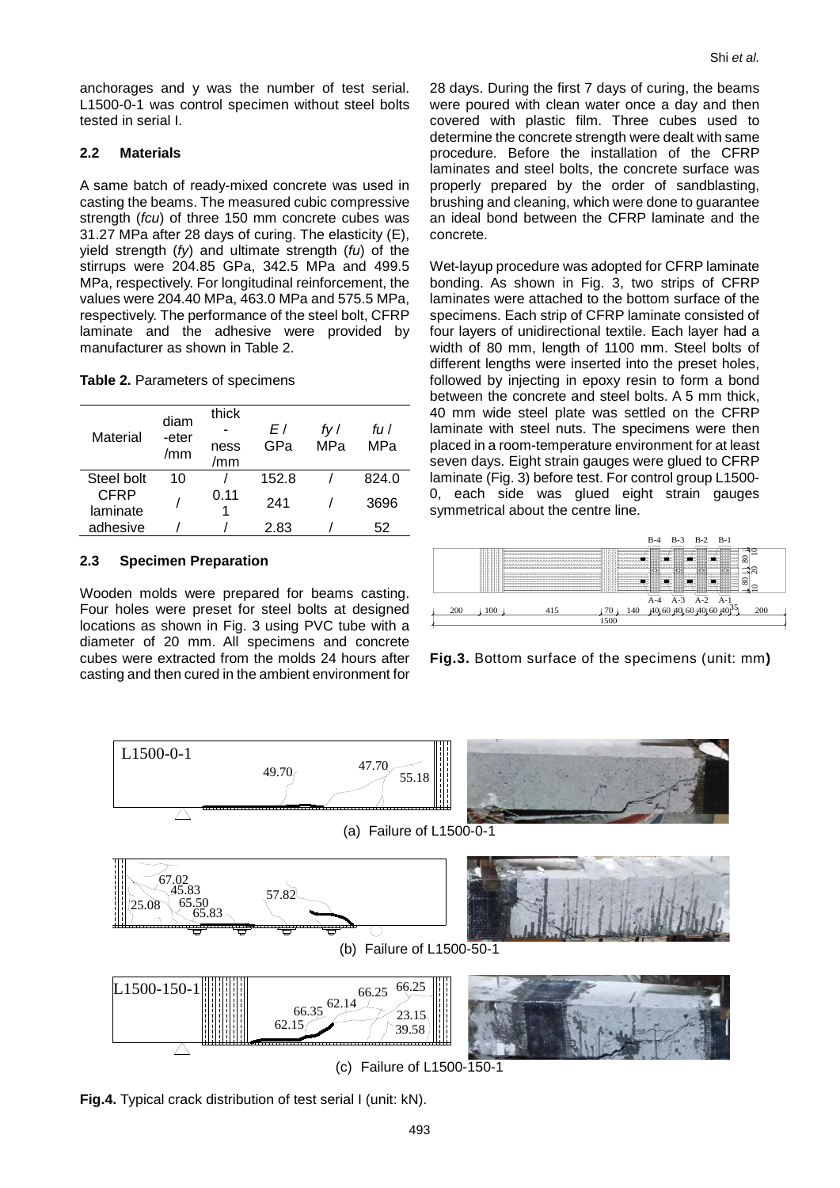anchorages and y was the number of test serial. L1500-0-1 was control specimen without steel bolts tested in serial I.

### 2.2 Materials

A same batch of ready-mixed concrete was used in casting the beams. The measured cubic compressive strength (*fcu*) of three 150 mm concrete cubes was 31.27 MPa after 28 days of curing. The elasticity (E), yield strength (*fy*) and ultimate strength (*fu*) of the stirrups were 204.85 GPa, 342.5 MPa and 499.5 MPa, respectively. For longitudinal reinforcement, the values were 204.40 MPa, 463.0 MPa and 575.5 MPa, respectively. The performance of the steel bolt, CFRP laminate and the adhesive were provided by manufacturer as shown in Table 2.

**Table 2.** Parameters of specimens

| Material | diameter /mm | thickness /mm | E / GPa | fy / MPa | fu / MPa |
|---|---|---|---|---|---|
| Steel bolt | 10 | / | 152.8 | / | 824.0 |
| CFRP laminate | / | 0.111 | 241 | / | 3696 |
| adhesive | / | / | 2.83 | / | 52 |

### 2.3 Specimen Preparation

Wooden molds were prepared for beams casting. Four holes were preset for steel bolts at designed locations as shown in Fig. 3 using PVC tube with a diameter of 20 mm. All specimens and concrete cubes were extracted from the molds 24 hours after casting and then cured in the ambient environment for 28 days. During the first 7 days of curing, the beams were poured with clean water once a day and then covered with plastic film. Three cubes used to determine the concrete strength were dealt with same procedure. Before the installation of the CFRP laminates and steel bolts, the concrete surface was properly prepared by the order of sandblasting, brushing and cleaning, which were done to guarantee an ideal bond between the CFRP laminate and the concrete.

Wet-layup procedure was adopted for CFRP laminate bonding. As shown in Fig. 3, two strips of CFRP laminates were attached to the bottom surface of the specimens. Each strip of CFRP laminate consisted of four layers of unidirectional textile. Each layer had a width of 80 mm, length of 1100 mm. Steel bolts of different lengths were inserted into the preset holes, followed by injecting in epoxy resin to form a bond between the concrete and steel bolts. A 5 mm thick, 40 mm wide steel plate was settled on the CFRP laminate with steel nuts. The specimens were then placed in a room-temperature environment for at least seven days. Eight strain gauges were glued to CFRP laminate (Fig. 3) before test. For control group L1500-0, each side was glued eight strain gauges symmetrical about the centre line.

**Fig.3.** Bottom surface of the specimens (unit: mm)

(a) Failure of L1500-0-1

(b) Failure of L1500-50-1

(c) Failure of L1500-150-1

**Fig.4.** Typical crack distribution of test serial I (unit: kN).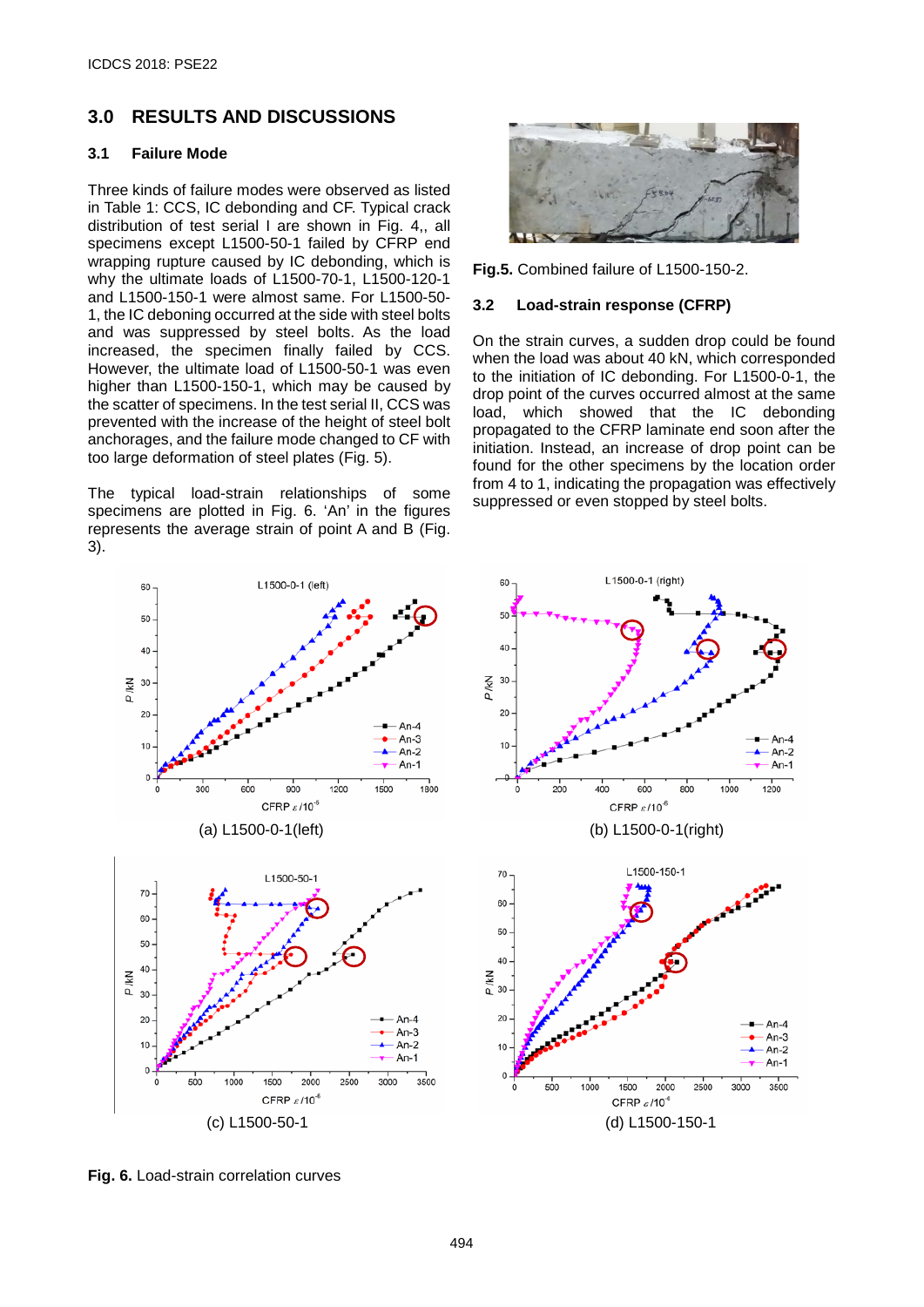## 3.0 RESULTS AND DISCUSSIONS

### 3.1 Failure Mode

Three kinds of failure modes were observed as listed in Table 1: CCS, IC debonding and CF. Typical crack distribution of test serial I are shown in Fig. 4,, all specimens except L1500-50-1 failed by CFRP end wrapping rupture caused by IC debonding, which is why the ultimate loads of L1500-70-1, L1500-120-1 and L1500-150-1 were almost same. For L1500-50-1, the IC deboning occurred at the side with steel bolts and was suppressed by steel bolts. As the load increased, the specimen finally failed by CCS. However, the ultimate load of L1500-50-1 was even higher than L1500-150-1, which may be caused by the scatter of specimens. In the test serial II, CCS was prevented with the increase of the height of steel bolt anchorages, and the failure mode changed to CF with too large deformation of steel plates (Fig. 5).

The typical load-strain relationships of some specimens are plotted in Fig. 6. 'An' in the figures represents the average strain of point A and B (Fig. 3).

**Fig.5.** Combined failure of L1500-150-2.

### 3.2 Load-strain response (CFRP)

On the strain curves, a sudden drop could be found when the load was about 40 kN, which corresponded to the initiation of IC debonding. For L1500-0-1, the drop point of the curves occurred almost at the same load, which showed that the IC debonding propagated to the CFRP laminate end soon after the initiation. Instead, an increase of drop point can be found for the other specimens by the location order from 4 to 1, indicating the propagation was effectively suppressed or even stopped by steel bolts.

(a) L1500-0-1(left) (b) L1500-0-1(right) (c) L1500-50-1 (d) L1500-150-1

**Fig. 6.** Load-strain correlation curves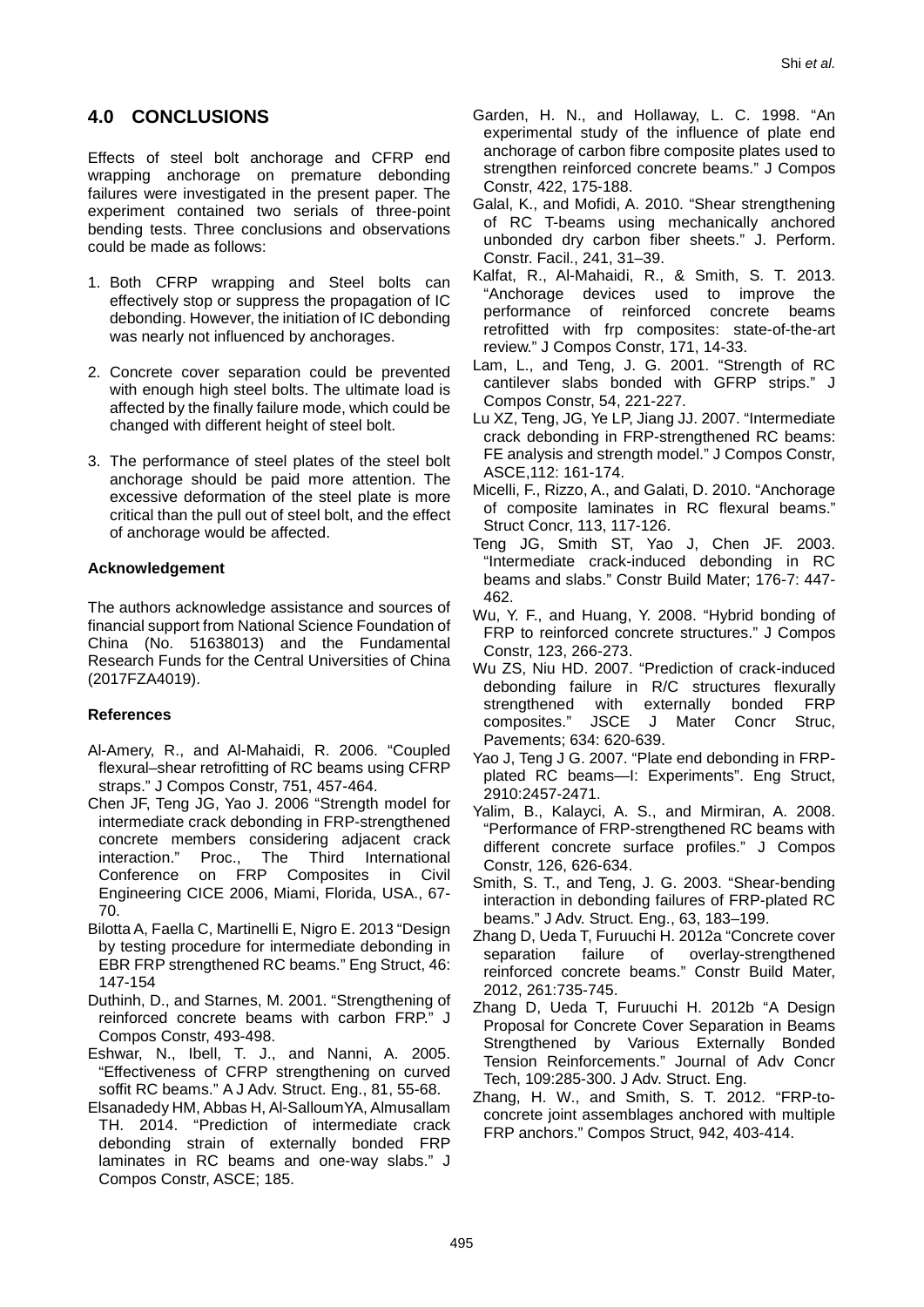## 4.0 CONCLUSIONS

Effects of steel bolt anchorage and CFRP end wrapping anchorage on premature debonding failures were investigated in the present paper. The experiment contained two serials of three-point bending tests. Three conclusions and observations could be made as follows:

1. Both CFRP wrapping and Steel bolts can effectively stop or suppress the propagation of IC debonding. However, the initiation of IC debonding was nearly not influenced by anchorages.

2. Concrete cover separation could be prevented with enough high steel bolts. The ultimate load is affected by the finally failure mode, which could be changed with different height of steel bolt.

3. The performance of steel plates of the steel bolt anchorage should be paid more attention. The excessive deformation of the steel plate is more critical than the pull out of steel bolt, and the effect of anchorage would be affected.

### Acknowledgement

The authors acknowledge assistance and sources of financial support from National Science Foundation of China (No. 51638013) and the Fundamental Research Funds for the Central Universities of China (2017FZA4019).

### References

Al-Amery, R., and Al-Mahaidi, R. 2006. "Coupled flexural–shear retrofitting of RC beams using CFRP straps." J Compos Constr, 751, 457-464.

Chen JF, Teng JG, Yao J. 2006 "Strength model for intermediate crack debonding in FRP-strengthened concrete members considering adjacent crack interaction." Proc., The Third International Conference on FRP Composites in Civil Engineering CICE 2006, Miami, Florida, USA., 67-70.

Bilotta A, Faella C, Martinelli E, Nigro E. 2013 "Design by testing procedure for intermediate debonding in EBR FRP strengthened RC beams." Eng Struct, 46: 147-154

Duthinh, D., and Starnes, M. 2001. "Strengthening of reinforced concrete beams with carbon FRP." J Compos Constr, 493-498.

Eshwar, N., Ibell, T. J., and Nanni, A. 2005. "Effectiveness of CFRP strengthening on curved soffit RC beams." A J Adv. Struct. Eng., 81, 55-68.

Elsanadedy HM, Abbas H, Al-SalloumYA, Almusallam TH. 2014. "Prediction of intermediate crack debonding strain of externally bonded FRP laminates in RC beams and one-way slabs." J Compos Constr, ASCE; 185.

Garden, H. N., and Hollaway, L. C. 1998. "An experimental study of the influence of plate end anchorage of carbon fibre composite plates used to strengthen reinforced concrete beams." J Compos Constr, 422, 175-188.

Galal, K., and Mofidi, A. 2010. "Shear strengthening of RC T-beams using mechanically anchored unbonded dry carbon fiber sheets." J. Perform. Constr. Facil., 241, 31–39.

Kalfat, R., Al-Mahaidi, R., & Smith, S. T. 2013. "Anchorage devices used to improve the performance of reinforced concrete beams retrofitted with frp composites: state-of-the-art review." J Compos Constr, 171, 14-33.

Lam, L., and Teng, J. G. 2001. "Strength of RC cantilever slabs bonded with GFRP strips." J Compos Constr, 54, 221-227.

Lu XZ, Teng, JG, Ye LP, Jiang JJ. 2007. "Intermediate crack debonding in FRP-strengthened RC beams: FE analysis and strength model." J Compos Constr, ASCE,112: 161-174.

Micelli, F., Rizzo, A., and Galati, D. 2010. "Anchorage of composite laminates in RC flexural beams." Struct Concr, 113, 117-126.

Teng JG, Smith ST, Yao J, Chen JF. 2003. "Intermediate crack-induced debonding in RC beams and slabs." Constr Build Mater; 176-7: 447-462.

Wu, Y. F., and Huang, Y. 2008. "Hybrid bonding of FRP to reinforced concrete structures." J Compos Constr, 123, 266-273.

Wu ZS, Niu HD. 2007. "Prediction of crack-induced debonding failure in R/C structures flexurally strengthened with externally bonded FRP composites." JSCE J Mater Concr Struc, Pavements; 634: 620-639.

Yao J, Teng J G. 2007. "Plate end debonding in FRP-plated RC beams—I: Experiments". Eng Struct, 2910:2457-2471.

Yalim, B., Kalayci, A. S., and Mirmiran, A. 2008. "Performance of FRP-strengthened RC beams with different concrete surface profiles." J Compos Constr, 126, 626-634.

Smith, S. T., and Teng, J. G. 2003. "Shear-bending interaction in debonding failures of FRP-plated RC beams." J Adv. Struct. Eng., 63, 183–199.

Zhang D, Ueda T, Furuuchi H. 2012a "Concrete cover separation failure of overlay-strengthened reinforced concrete beams." Constr Build Mater, 2012, 261:735-745.

Zhang D, Ueda T, Furuuchi H. 2012b "A Design Proposal for Concrete Cover Separation in Beams Strengthened by Various Externally Bonded Tension Reinforcements." Journal of Adv Concr Tech, 109:285-300. J Adv. Struct. Eng.

Zhang, H. W., and Smith, S. T. 2012. "FRP-to-concrete joint assemblages anchored with multiple FRP anchors." Compos Struct, 942, 403-414.